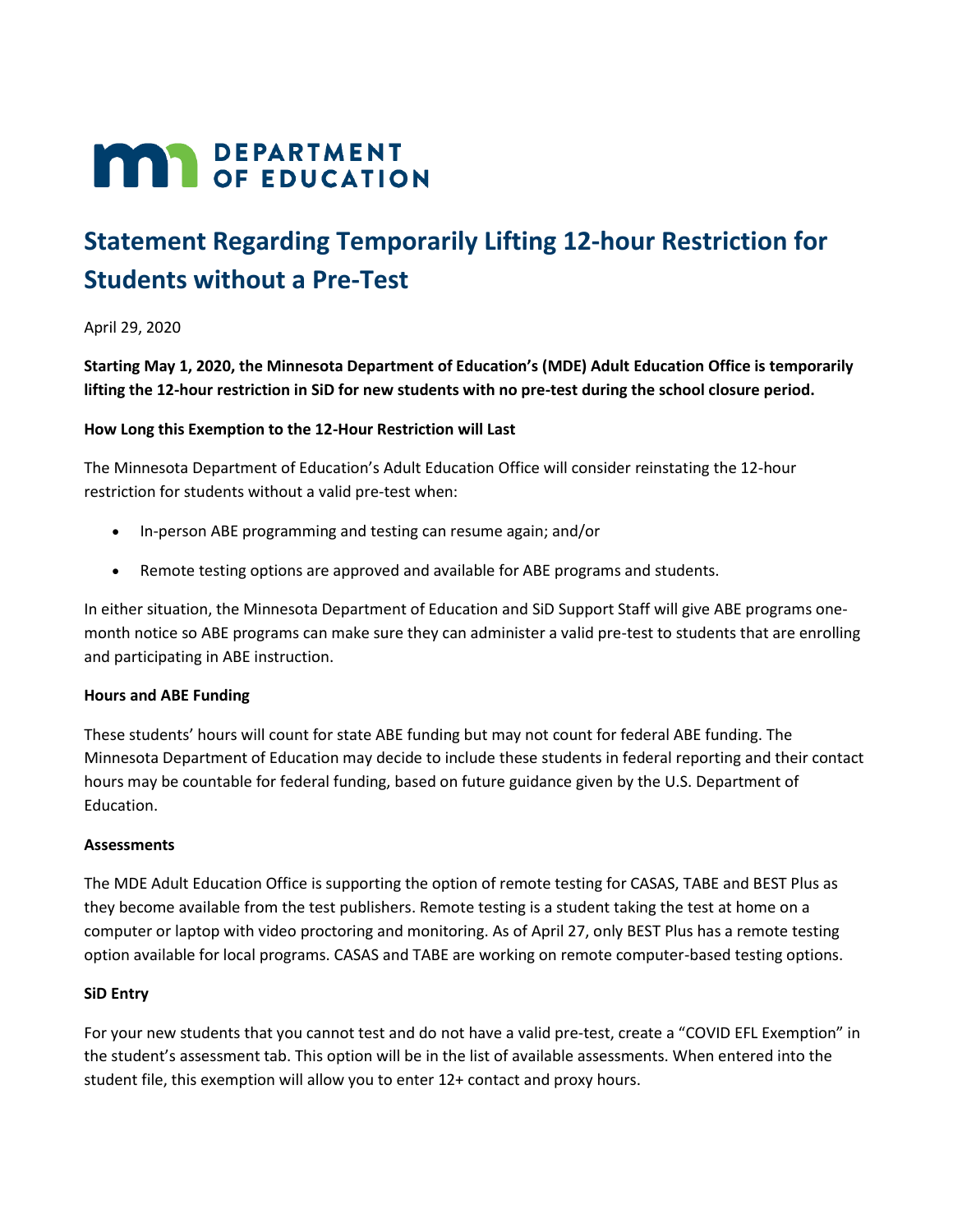DEPARTMENT OF EDUCATION

# Statement Regarding Temporarily Lifting 12-hour Restriction for Students without a Pre-Test

April 29, 2020

**Starting May 1, 2020, the Minnesota Department of Education's (MDE) Adult Education Office is temporarily lifting the 12-hour restriction in SiD for new students with no pre-test during the school closure period.**

**How Long this Exemption to the 12-Hour Restriction will Last**

The Minnesota Department of Education's Adult Education Office will consider reinstating the 12-hour restriction for students without a valid pre-test when:

- In-person ABE programming and testing can resume again; and/or
- Remote testing options are approved and available for ABE programs and students.

In either situation, the Minnesota Department of Education and SiD Support Staff will give ABE programs one-month notice so ABE programs can make sure they can administer a valid pre-test to students that are enrolling and participating in ABE instruction.

**Hours and ABE Funding**

These students' hours will count for state ABE funding but may not count for federal ABE funding. The Minnesota Department of Education may decide to include these students in federal reporting and their contact hours may be countable for federal funding, based on future guidance given by the U.S. Department of Education.

**Assessments**

The MDE Adult Education Office is supporting the option of remote testing for CASAS, TABE and BEST Plus as they become available from the test publishers. Remote testing is a student taking the test at home on a computer or laptop with video proctoring and monitoring. As of April 27, only BEST Plus has a remote testing option available for local programs. CASAS and TABE are working on remote computer-based testing options.

**SiD Entry**

For your new students that you cannot test and do not have a valid pre-test, create a "COVID EFL Exemption" in the student's assessment tab. This option will be in the list of available assessments. When entered into the student file, this exemption will allow you to enter 12+ contact and proxy hours.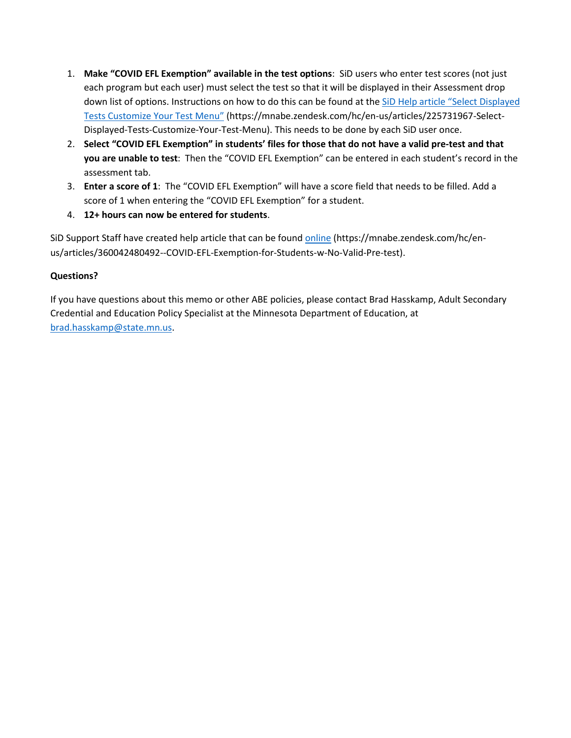1. **Make "COVID EFL Exemption" available in the test options**: SiD users who enter test scores (not just each program but each user) must select the test so that it will be displayed in their Assessment drop down list of options. Instructions on how to do this can be found at the [SiD Help article "Select Displayed Tests Customize Your Test Menu"](https://mnabe.zendesk.com/hc/en-us/articles/225731967-Select-Displayed-Tests-Customize-Your-Test-Menu) (https://mnabe.zendesk.com/hc/en-us/articles/225731967-Select-Displayed-Tests-Customize-Your-Test-Menu). This needs to be done by each SiD user once.
2. **Select "COVID EFL Exemption" in students' files for those that do not have a valid pre-test and that you are unable to test**: Then the "COVID EFL Exemption" can be entered in each student's record in the assessment tab.
3. **Enter a score of 1**: The "COVID EFL Exemption" will have a score field that needs to be filled. Add a score of 1 when entering the "COVID EFL Exemption" for a student.
4. **12+ hours can now be entered for students**.

SiD Support Staff have created help article that can be found [online](https://mnabe.zendesk.com/hc/en-us/articles/360042480492--COVID-EFL-Exemption-for-Students-w-No-Valid-Pre-test) (https://mnabe.zendesk.com/hc/en-us/articles/360042480492--COVID-EFL-Exemption-for-Students-w-No-Valid-Pre-test).

**Questions?**

If you have questions about this memo or other ABE policies, please contact Brad Hasskamp, Adult Secondary Credential and Education Policy Specialist at the Minnesota Department of Education, at [brad.hasskamp@state.mn.us](mailto:brad.hasskamp@state.mn.us).